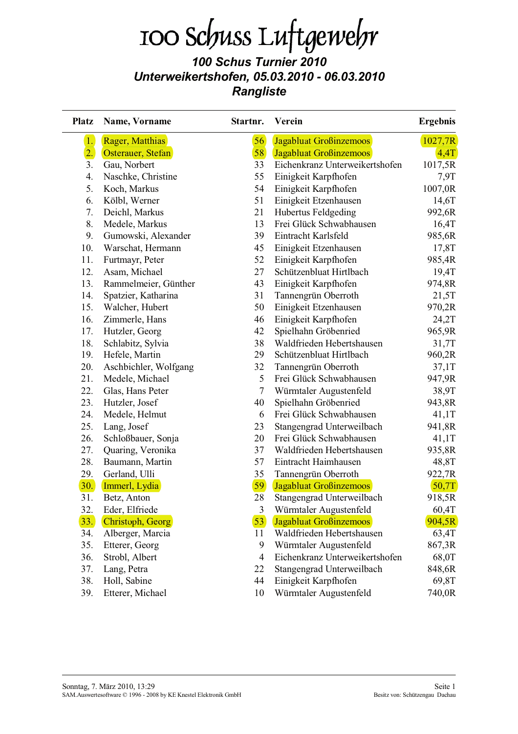# 100 Schuss Luftgewehr

## *100 Schus Turnier 2010*
## *Unterweikertshofen, 05.03.2010 - 06.03.2010*
## *Rangliste*

| Platz | Name, Vorname | Startnr. | Verein | Ergebnis |
|---|---|---|---|---|
| 1. | Rager, Matthias | 56 | Jagabluat Großinzemoos | 1027,7R |
| 2. | Osterauer, Stefan | 58 | Jagabluat Großinzemoos | 4,4T |
| 3. | Gau, Norbert | 33 | Eichenkranz Unterweikertshofen | 1017,5R |
| 4. | Naschke, Christine | 55 | Einigkeit Karpfhofen | 7,9T |
| 5. | Koch, Markus | 54 | Einigkeit Karpfhofen | 1007,0R |
| 6. | Kölbl, Werner | 51 | Einigkeit Etzenhausen | 14,6T |
| 7. | Deichl, Markus | 21 | Hubertus Feldgeding | 992,6R |
| 8. | Medele, Markus | 13 | Frei Glück Schwabhausen | 16,4T |
| 9. | Gumowski, Alexander | 39 | Eintracht Karlsfeld | 985,6R |
| 10. | Warschat, Hermann | 45 | Einigkeit Etzenhausen | 17,8T |
| 11. | Furtmayr, Peter | 52 | Einigkeit Karpfhofen | 985,4R |
| 12. | Asam, Michael | 27 | Schützenbluat Hirtlbach | 19,4T |
| 13. | Rammelmeier, Günther | 43 | Einigkeit Karpfhofen | 974,8R |
| 14. | Spatzier, Katharina | 31 | Tannengrün Oberroth | 21,5T |
| 15. | Walcher, Hubert | 50 | Einigkeit Etzenhausen | 970,2R |
| 16. | Zimmerle, Hans | 46 | Einigkeit Karpfhofen | 24,2T |
| 17. | Hutzler, Georg | 42 | Spielhahn Gröbenried | 965,9R |
| 18. | Schlabitz, Sylvia | 38 | Waldfrieden Hebertshausen | 31,7T |
| 19. | Hefele, Martin | 29 | Schützenbluat Hirtlbach | 960,2R |
| 20. | Aschbichler, Wolfgang | 32 | Tannengrün Oberroth | 37,1T |
| 21. | Medele, Michael | 5 | Frei Glück Schwabhausen | 947,9R |
| 22. | Glas, Hans Peter | 7 | Würmtaler Augustenfeld | 38,9T |
| 23. | Hutzler, Josef | 40 | Spielhahn Gröbenried | 943,8R |
| 24. | Medele, Helmut | 6 | Frei Glück Schwabhausen | 41,1T |
| 25. | Lang, Josef | 23 | Stangengrad Unterweilbach | 941,8R |
| 26. | Schloßbauer, Sonja | 20 | Frei Glück Schwabhausen | 41,1T |
| 27. | Quaring, Veronika | 37 | Waldfrieden Hebertshausen | 935,8R |
| 28. | Baumann, Martin | 57 | Eintracht Haimhausen | 48,8T |
| 29. | Gerland, Ulli | 35 | Tannengrün Oberroth | 922,7R |
| 30. | Immerl, Lydia | 59 | Jagabluat Großinzemoos | 50,7T |
| 31. | Betz, Anton | 28 | Stangengrad Unterweilbach | 918,5R |
| 32. | Eder, Elfriede | 3 | Würmtaler Augustenfeld | 60,4T |
| 33. | Christoph, Georg | 53 | Jagabluat Großinzemoos | 904,5R |
| 34. | Alberger, Marcia | 11 | Waldfrieden Hebertshausen | 63,4T |
| 35. | Etterer, Georg | 9 | Würmtaler Augustenfeld | 867,3R |
| 36. | Strobl, Albert | 4 | Eichenkranz Unterweikertshofen | 68,0T |
| 37. | Lang, Petra | 22 | Stangengrad Unterweilbach | 848,6R |
| 38. | Holl, Sabine | 44 | Einigkeit Karpfhofen | 69,8T |
| 39. | Etterer, Michael | 10 | Würmtaler Augustenfeld | 740,0R |

Sonntag, 7. März 2010, 13:29
SAM.Auswertesoftware © 1996 - 2008 by KE Knestel Elektronik GmbH

Besitz von: Schützengau Dachau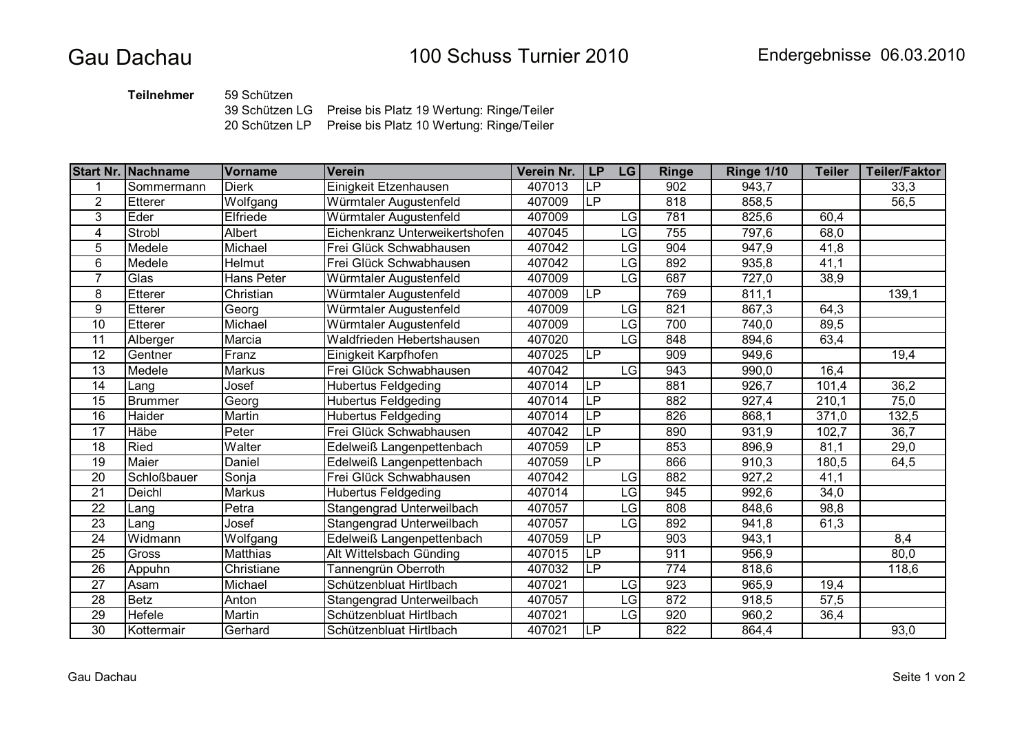# Gau Dachau

## 100 Schuss Turnier 2010

Endergebnisse 06.03.2010

**Teilnehmer** 59 Schützen
39 Schützen LG Preise bis Platz 19 Wertung: Ringe/Teiler
20 Schützen LP Preise bis Platz 10 Wertung: Ringe/Teiler

| Start Nr. | Nachname | Vorname | Verein | Verein Nr. | LP | LG | Ringe | Ringe 1/10 | Teiler | Teiler/Faktor |
|---|---|---|---|---|---|---|---|---|---|---|
| 1 | Sommermann | Dierk | Einigkeit Etzenhausen | 407013 | LP | | 902 | 943,7 | | 33,3 |
| 2 | Etterer | Wolfgang | Würmtaler Augustenfeld | 407009 | LP | | 818 | 858,5 | | 56,5 |
| 3 | Eder | Elfriede | Würmtaler Augustenfeld | 407009 | | LG | 781 | 825,6 | 60,4 | |
| 4 | Strobl | Albert | Eichenkranz Unterweikertshofen | 407045 | | LG | 755 | 797,6 | 68,0 | |
| 5 | Medele | Michael | Frei Glück Schwabhausen | 407042 | | LG | 904 | 947,9 | 41,8 | |
| 6 | Medele | Helmut | Frei Glück Schwabhausen | 407042 | | LG | 892 | 935,8 | 41,1 | |
| 7 | Glas | Hans Peter | Würmtaler Augustenfeld | 407009 | | LG | 687 | 727,0 | 38,9 | |
| 8 | Etterer | Christian | Würmtaler Augustenfeld | 407009 | LP | | 769 | 811,1 | | 139,1 |
| 9 | Etterer | Georg | Würmtaler Augustenfeld | 407009 | | LG | 821 | 867,3 | 64,3 | |
| 10 | Etterer | Michael | Würmtaler Augustenfeld | 407009 | | LG | 700 | 740,0 | 89,5 | |
| 11 | Alberger | Marcia | Waldfrieden Hebertshausen | 407020 | | LG | 848 | 894,6 | 63,4 | |
| 12 | Gentner | Franz | Einigkeit Karpfhofen | 407025 | LP | | 909 | 949,6 | | 19,4 |
| 13 | Medele | Markus | Frei Glück Schwabhausen | 407042 | | LG | 943 | 990,0 | 16,4 | |
| 14 | Lang | Josef | Hubertus Feldgeding | 407014 | LP | | 881 | 926,7 | 101,4 | 36,2 |
| 15 | Brummer | Georg | Hubertus Feldgeding | 407014 | LP | | 882 | 927,4 | 210,1 | 75,0 |
| 16 | Haider | Martin | Hubertus Feldgeding | 407014 | LP | | 826 | 868,1 | 371,0 | 132,5 |
| 17 | Häbe | Peter | Frei Glück Schwabhausen | 407042 | LP | | 890 | 931,9 | 102,7 | 36,7 |
| 18 | Ried | Walter | Edelweiß Langenpettenbach | 407059 | LP | | 853 | 896,9 | 81,1 | 29,0 |
| 19 | Maier | Daniel | Edelweiß Langenpettenbach | 407059 | LP | | 866 | 910,3 | 180,5 | 64,5 |
| 20 | Schloßbauer | Sonja | Frei Glück Schwabhausen | 407042 | | LG | 882 | 927,2 | 41,1 | |
| 21 | Deichl | Markus | Hubertus Feldgeding | 407014 | | LG | 945 | 992,6 | 34,0 | |
| 22 | Lang | Petra | Stangengrad Unterweilbach | 407057 | | LG | 808 | 848,6 | 98,8 | |
| 23 | Lang | Josef | Stangengrad Unterweilbach | 407057 | | LG | 892 | 941,8 | 61,3 | |
| 24 | Widmann | Wolfgang | Edelweiß Langenpettenbach | 407059 | LP | | 903 | 943,1 | | 8,4 |
| 25 | Gross | Matthias | Alt Wittelsbach Günding | 407015 | LP | | 911 | 956,9 | | 80,0 |
| 26 | Appuhn | Christiane | Tannengrün Oberroth | 407032 | LP | | 774 | 818,6 | | 118,6 |
| 27 | Asam | Michael | Schützenbluat Hirtlbach | 407021 | | LG | 923 | 965,9 | 19,4 | |
| 28 | Betz | Anton | Stangengrad Unterweilbach | 407057 | | LG | 872 | 918,5 | 57,5 | |
| 29 | Hefele | Martin | Schützenbluat Hirtlbach | 407021 | | LG | 920 | 960,2 | 36,4 | |
| 30 | Kottermair | Gerhard | Schützenbluat Hirtlbach | 407021 | LP | | 822 | 864,4 | | 93,0 |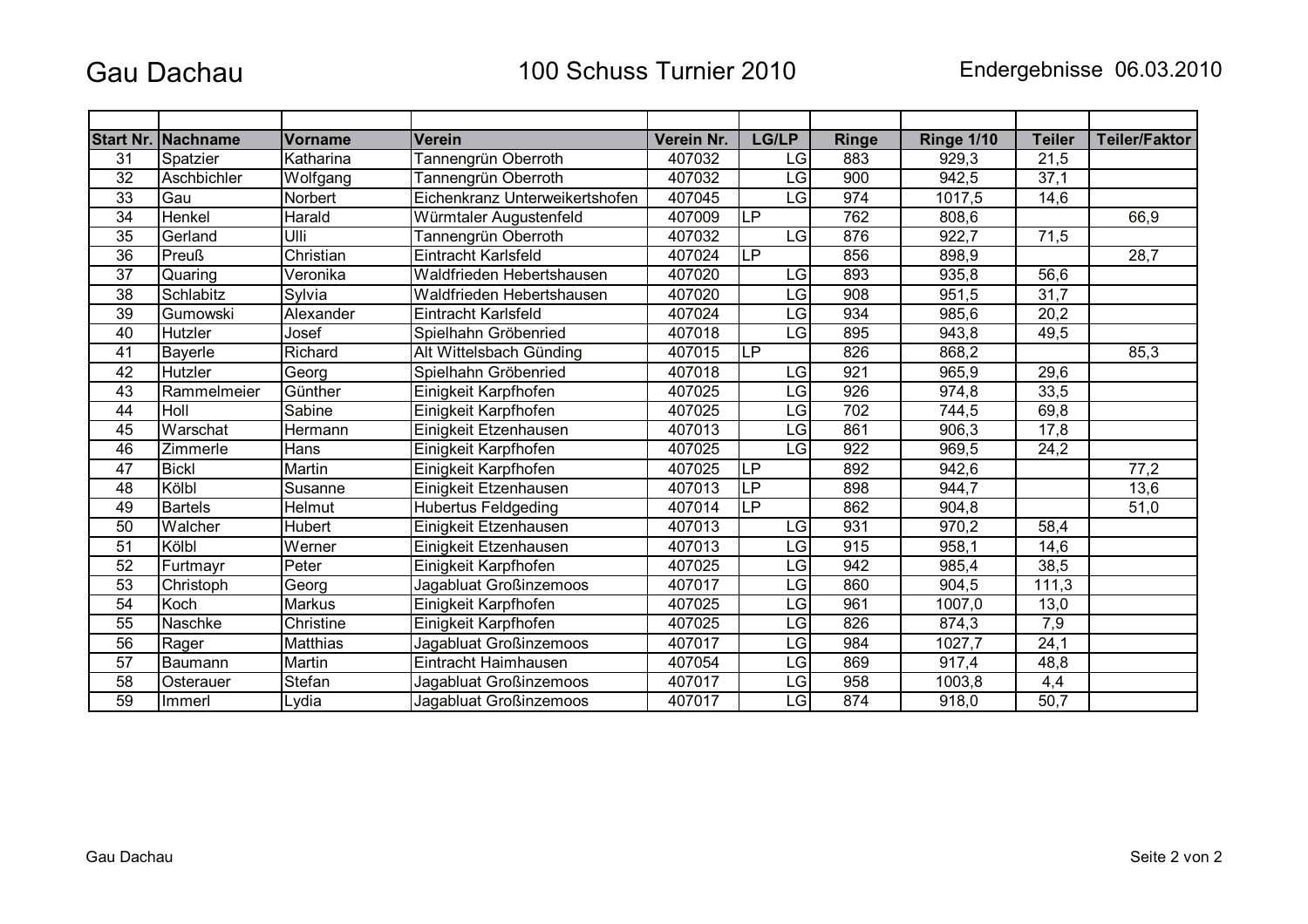Gau Dachau

100 Schuss Turnier 2010

Endergebnisse 06.03.2010

| Start Nr. | Nachname | Vorname | Verein | Verein Nr. | LG/LP | Ringe | Ringe 1/10 | Teiler | Teiler/Faktor |
|---|---|---|---|---|---|---|---|---|---|
| 31 | Spatzier | Katharina | Tannengrün Oberroth | 407032 | LG | 883 | 929,3 | 21,5 | |
| 32 | Aschbichler | Wolfgang | Tannengrün Oberroth | 407032 | LG | 900 | 942,5 | 37,1 | |
| 33 | Gau | Norbert | Eichenkranz Unterweikertshofen | 407045 | LG | 974 | 1017,5 | 14,6 | |
| 34 | Henkel | Harald | Würmtaler Augustenfeld | 407009 | LP | 762 | 808,6 | | 66,9 |
| 35 | Gerland | Ulli | Tannengrün Oberroth | 407032 | LG | 876 | 922,7 | 71,5 | |
| 36 | Preuß | Christian | Eintracht Karlsfeld | 407024 | LP | 856 | 898,9 | | 28,7 |
| 37 | Quaring | Veronika | Waldfrieden Hebertshausen | 407020 | LG | 893 | 935,8 | 56,6 | |
| 38 | Schlabitz | Sylvia | Waldfrieden Hebertshausen | 407020 | LG | 908 | 951,5 | 31,7 | |
| 39 | Gumowski | Alexander | Eintracht Karlsfeld | 407024 | LG | 934 | 985,6 | 20,2 | |
| 40 | Hutzler | Josef | Spielhahn Gröbenried | 407018 | LG | 895 | 943,8 | 49,5 | |
| 41 | Bayerle | Richard | Alt Wittelsbach Günding | 407015 | LP | 826 | 868,2 | | 85,3 |
| 42 | Hutzler | Georg | Spielhahn Gröbenried | 407018 | LG | 921 | 965,9 | 29,6 | |
| 43 | Rammelmeier | Günther | Einigkeit Karpfhofen | 407025 | LG | 926 | 974,8 | 33,5 | |
| 44 | Holl | Sabine | Einigkeit Karpfhofen | 407025 | LG | 702 | 744,5 | 69,8 | |
| 45 | Warschat | Hermann | Einigkeit Etzenhausen | 407013 | LG | 861 | 906,3 | 17,8 | |
| 46 | Zimmerle | Hans | Einigkeit Karpfhofen | 407025 | LG | 922 | 969,5 | 24,2 | |
| 47 | Bickl | Martin | Einigkeit Karpfhofen | 407025 | LP | 892 | 942,6 | | 77,2 |
| 48 | Kölbl | Susanne | Einigkeit Etzenhausen | 407013 | LP | 898 | 944,7 | | 13,6 |
| 49 | Bartels | Helmut | Hubertus Feldgeding | 407014 | LP | 862 | 904,8 | | 51,0 |
| 50 | Walcher | Hubert | Einigkeit Etzenhausen | 407013 | LG | 931 | 970,2 | 58,4 | |
| 51 | Kölbl | Werner | Einigkeit Etzenhausen | 407013 | LG | 915 | 958,1 | 14,6 | |
| 52 | Furtmayr | Peter | Einigkeit Karpfhofen | 407025 | LG | 942 | 985,4 | 38,5 | |
| 53 | Christoph | Georg | Jagabluat Großinzemoos | 407017 | LG | 860 | 904,5 | 111,3 | |
| 54 | Koch | Markus | Einigkeit Karpfhofen | 407025 | LG | 961 | 1007,0 | 13,0 | |
| 55 | Naschke | Christine | Einigkeit Karpfhofen | 407025 | LG | 826 | 874,3 | 7,9 | |
| 56 | Rager | Matthias | Jagabluat Großinzemoos | 407017 | LG | 984 | 1027,7 | 24,1 | |
| 57 | Baumann | Martin | Eintracht Haimhausen | 407054 | LG | 869 | 917,4 | 48,8 | |
| 58 | Osterauer | Stefan | Jagabluat Großinzemoos | 407017 | LG | 958 | 1003,8 | 4,4 | |
| 59 | Immerl | Lydia | Jagabluat Großinzemoos | 407017 | LG | 874 | 918,0 | 50,7 | |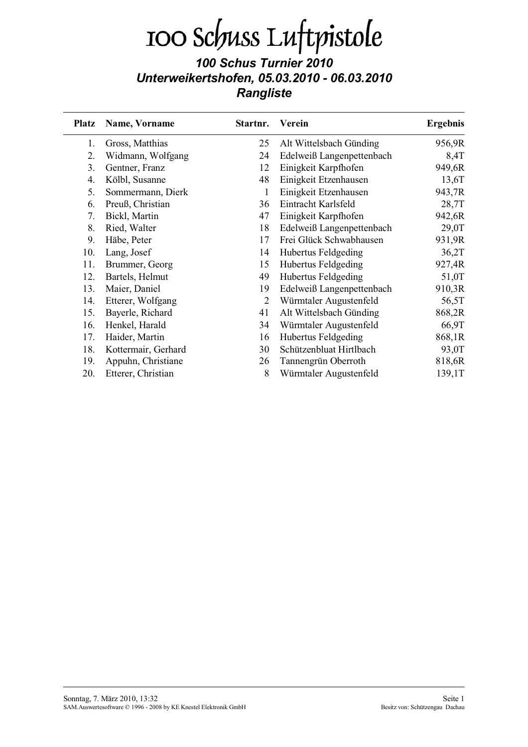# 100 Schuss Luftpistole

## *100 Schus Turnier 2010*
## *Unterweikertshofen, 05.03.2010 - 06.03.2010*
## *Rangliste*

| Platz | Name, Vorname | Startnr. | Verein | Ergebnis |
|---|---|---|---|---|
| 1. | Gross, Matthias | 25 | Alt Wittelsbach Günding | 956,9R |
| 2. | Widmann, Wolfgang | 24 | Edelweiß Langenpettenbach | 8,4T |
| 3. | Gentner, Franz | 12 | Einigkeit Karpfhofen | 949,6R |
| 4. | Kölbl, Susanne | 48 | Einigkeit Etzenhausen | 13,6T |
| 5. | Sommermann, Dierk | 1 | Einigkeit Etzenhausen | 943,7R |
| 6. | Preuß, Christian | 36 | Eintracht Karlsfeld | 28,7T |
| 7. | Bickl, Martin | 47 | Einigkeit Karpfhofen | 942,6R |
| 8. | Ried, Walter | 18 | Edelweiß Langenpettenbach | 29,0T |
| 9. | Häbe, Peter | 17 | Frei Glück Schwabhausen | 931,9R |
| 10. | Lang, Josef | 14 | Hubertus Feldgeding | 36,2T |
| 11. | Brummer, Georg | 15 | Hubertus Feldgeding | 927,4R |
| 12. | Bartels, Helmut | 49 | Hubertus Feldgeding | 51,0T |
| 13. | Maier, Daniel | 19 | Edelweiß Langenpettenbach | 910,3R |
| 14. | Etterer, Wolfgang | 2 | Würmtaler Augustenfeld | 56,5T |
| 15. | Bayerle, Richard | 41 | Alt Wittelsbach Günding | 868,2R |
| 16. | Henkel, Harald | 34 | Würmtaler Augustenfeld | 66,9T |
| 17. | Haider, Martin | 16 | Hubertus Feldgeding | 868,1R |
| 18. | Kottermair, Gerhard | 30 | Schützenbluat Hirtlbach | 93,0T |
| 19. | Appuhn, Christiane | 26 | Tannengrün Oberroth | 818,6R |
| 20. | Etterer, Christian | 8 | Würmtaler Augustenfeld | 139,1T |

Sonntag, 7. März 2010, 13:32
SAM.Auswertesoftware © 1996 - 2008 by KE Knestel Elektronik GmbH
Besitz von: Schützengau Dachau